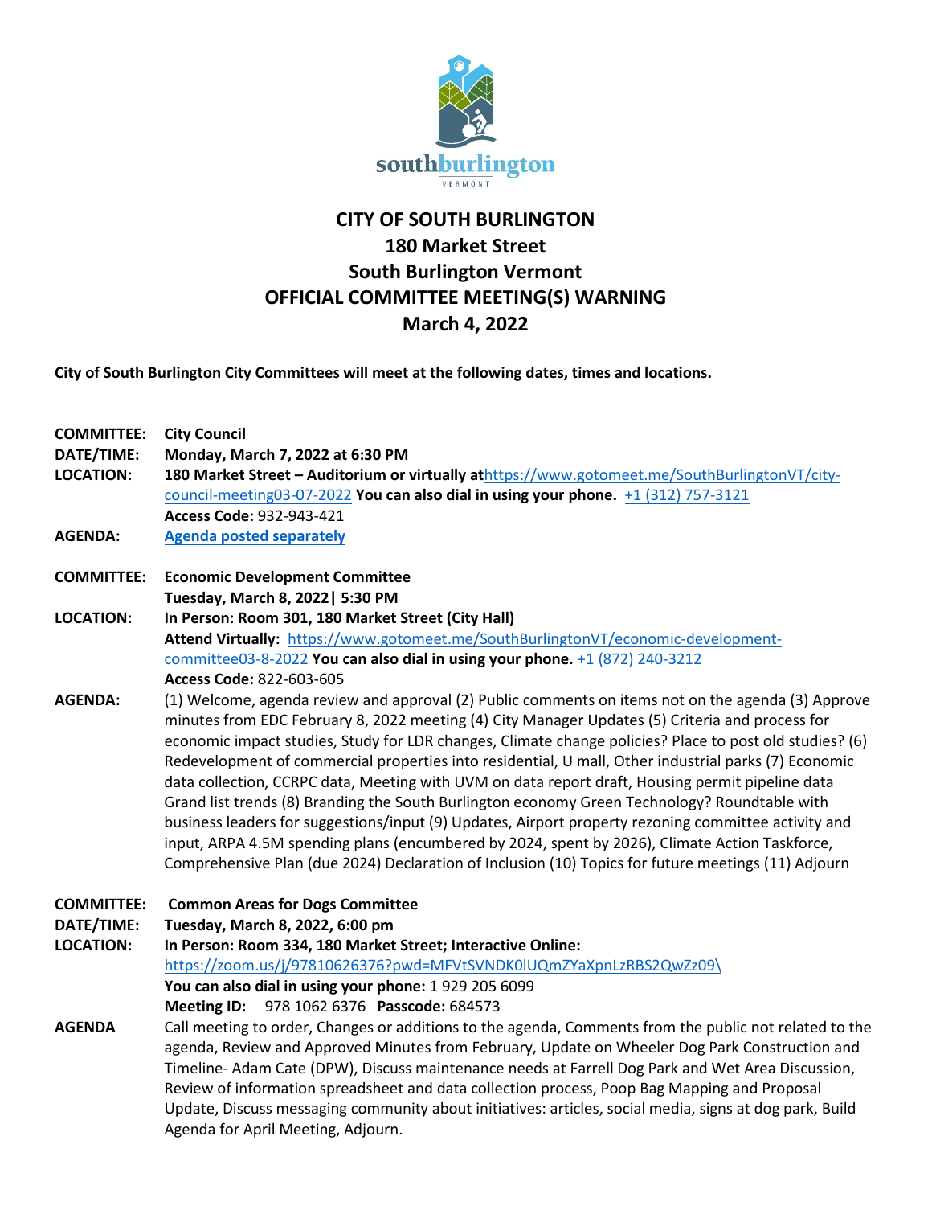southburlington
VERMONT

# CITY OF SOUTH BURLINGTON
## 180 Market Street
## South Burlington Vermont
## OFFICIAL COMMITTEE MEETING(S) WARNING
## March 4, 2022

**City of South Burlington City Committees will meet at the following dates, times and locations.**

**COMMITTEE:** **City Council**
**DATE/TIME:** **Monday, March 7, 2022 at 6:30 PM**
**LOCATION:** **180 Market Street – Auditorium or virtually at**[https://www.gotomeet.me/SouthBurlingtonVT/city-council-meeting03-07-2022](https://www.gotomeet.me/SouthBurlingtonVT/city-council-meeting03-07-2022) **You can also dial in using your phone.** +1 (312) 757-3121
**Access Code:** 932-943-421
**AGENDA:** **Agenda posted separately**

**COMMITTEE:** **Economic Development Committee**
**Tuesday, March 8, 2022| 5:30 PM**
**LOCATION:** **In Person: Room 301, 180 Market Street (City Hall)**
**Attend Virtually:** [https://www.gotomeet.me/SouthBurlingtonVT/economic-development-committee03-8-2022](https://www.gotomeet.me/SouthBurlingtonVT/economic-development-committee03-8-2022) **You can also dial in using your phone.** +1 (872) 240-3212
**Access Code:** 822-603-605
**AGENDA:** (1) Welcome, agenda review and approval (2) Public comments on items not on the agenda (3) Approve minutes from EDC February 8, 2022 meeting (4) City Manager Updates (5) Criteria and process for economic impact studies, Study for LDR changes, Climate change policies? Place to post old studies? (6) Redevelopment of commercial properties into residential, U mall, Other industrial parks (7) Economic data collection, CCRPC data, Meeting with UVM on data report draft, Housing permit pipeline data Grand list trends (8) Branding the South Burlington economy Green Technology? Roundtable with business leaders for suggestions/input (9) Updates, Airport property rezoning committee activity and input, ARPA 4.5M spending plans (encumbered by 2024, spent by 2026), Climate Action Taskforce, Comprehensive Plan (due 2024) Declaration of Inclusion (10) Topics for future meetings (11) Adjourn

**COMMITTEE:** **Common Areas for Dogs Committee**
**DATE/TIME:** **Tuesday, March 8, 2022, 6:00 pm**
**LOCATION:** **In Person: Room 334, 180 Market Street; Interactive Online:**
https://zoom.us/j/97810626376?pwd=MFVtSVNDK0lUQmZYaXpnLzRBS2QwZz09\
**You can also dial in using your phone:** 1 929 205 6099
**Meeting ID:** 978 1062 6376 **Passcode:** 684573
**AGENDA** Call meeting to order, Changes or additions to the agenda, Comments from the public not related to the agenda, Review and Approved Minutes from February, Update on Wheeler Dog Park Construction and Timeline- Adam Cate (DPW), Discuss maintenance needs at Farrell Dog Park and Wet Area Discussion, Review of information spreadsheet and data collection process, Poop Bag Mapping and Proposal Update, Discuss messaging community about initiatives: articles, social media, signs at dog park, Build Agenda for April Meeting, Adjourn.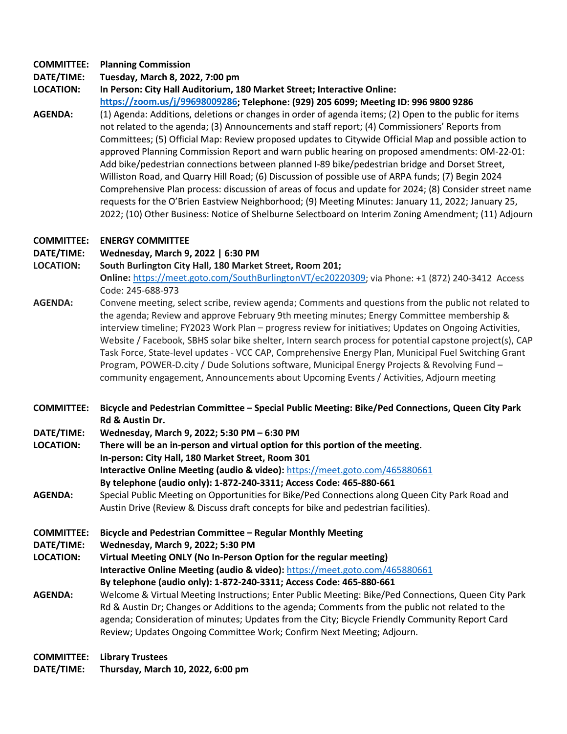**COMMITTEE:** **Planning Commission**
**DATE/TIME:** **Tuesday, March 8, 2022, 7:00 pm**
**LOCATION:** **In Person: City Hall Auditorium, 180 Market Street; Interactive Online: https://zoom.us/j/99698009286; Telephone: (929) 205 6099; Meeting ID: 996 9800 9286**
**AGENDA:** (1) Agenda: Additions, deletions or changes in order of agenda items; (2) Open to the public for items not related to the agenda; (3) Announcements and staff report; (4) Commissioners' Reports from Committees; (5) Official Map: Review proposed updates to Citywide Official Map and possible action to approved Planning Commission Report and warn public hearing on proposed amendments: OM-22-01: Add bike/pedestrian connections between planned I-89 bike/pedestrian bridge and Dorset Street, Williston Road, and Quarry Hill Road; (6) Discussion of possible use of ARPA funds; (7) Begin 2024 Comprehensive Plan process: discussion of areas of focus and update for 2024; (8) Consider street name requests for the O'Brien Eastview Neighborhood; (9) Meeting Minutes: January 11, 2022; January 25, 2022; (10) Other Business: Notice of Shelburne Selectboard on Interim Zoning Amendment; (11) Adjourn

**COMMITTEE:** **ENERGY COMMITTEE**
**DATE/TIME:** **Wednesday, March 9, 2022 | 6:30 PM**
**LOCATION:** **South Burlington City Hall, 180 Market Street, Room 201;**
**Online:** https://meet.goto.com/SouthBurlingtonVT/ec20220309; via Phone: +1 (872) 240-3412 Access Code: 245-688-973
**AGENDA:** Convene meeting, select scribe, review agenda; Comments and questions from the public not related to the agenda; Review and approve February 9th meeting minutes; Energy Committee membership & interview timeline; FY2023 Work Plan – progress review for initiatives; Updates on Ongoing Activities, Website / Facebook, SBHS solar bike shelter, Intern search process for potential capstone project(s), CAP Task Force, State-level updates - VCC CAP, Comprehensive Energy Plan, Municipal Fuel Switching Grant Program, POWER-D.city / Dude Solutions software, Municipal Energy Projects & Revolving Fund – community engagement, Announcements about Upcoming Events / Activities, Adjourn meeting

**COMMITTEE:** **Bicycle and Pedestrian Committee – Special Public Meeting: Bike/Ped Connections, Queen City Park Rd & Austin Dr.**
**DATE/TIME:** **Wednesday, March 9, 2022; 5:30 PM – 6:30 PM**
**LOCATION:** **There will be an in-person and virtual option for this portion of the meeting.**
**In-person: City Hall, 180 Market Street, Room 301**
**Interactive Online Meeting (audio & video):** https://meet.goto.com/465880661
**By telephone (audio only): 1-872-240-3311; Access Code: 465-880-661**
**AGENDA:** Special Public Meeting on Opportunities for Bike/Ped Connections along Queen City Park Road and Austin Drive (Review & Discuss draft concepts for bike and pedestrian facilities).

**COMMITTEE:** **Bicycle and Pedestrian Committee – Regular Monthly Meeting**
**DATE/TIME:** **Wednesday, March 9, 2022; 5:30 PM**
**LOCATION:** **Virtual Meeting ONLY (No In-Person Option for the regular meeting)**
**Interactive Online Meeting (audio & video):** https://meet.goto.com/465880661
**By telephone (audio only): 1-872-240-3311; Access Code: 465-880-661**
**AGENDA:** Welcome & Virtual Meeting Instructions; Enter Public Meeting: Bike/Ped Connections, Queen City Park Rd & Austin Dr; Changes or Additions to the agenda; Comments from the public not related to the agenda; Consideration of minutes; Updates from the City; Bicycle Friendly Community Report Card Review; Updates Ongoing Committee Work; Confirm Next Meeting; Adjourn.

**COMMITTEE:** **Library Trustees**
**DATE/TIME:** **Thursday, March 10, 2022, 6:00 pm**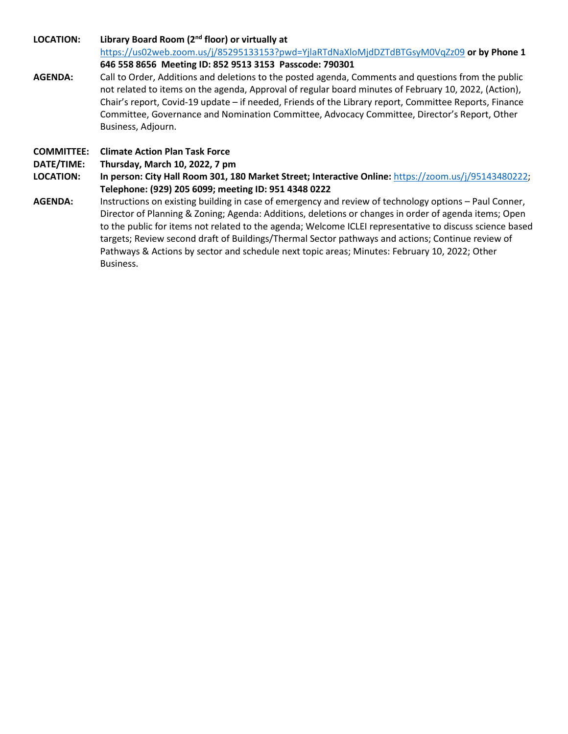**LOCATION:** **Library Board Room (2nd floor) or virtually at** https://us02web.zoom.us/j/85295133153?pwd=YjlaRTdNaXloMjdDZTdBTGsyM0VqZz09 **or by Phone 1 646 558 8656 Meeting ID: 852 9513 3153 Passcode: 790301**

**AGENDA:** Call to Order, Additions and deletions to the posted agenda, Comments and questions from the public not related to items on the agenda, Approval of regular board minutes of February 10, 2022, (Action), Chair's report, Covid-19 update – if needed, Friends of the Library report, Committee Reports, Finance Committee, Governance and Nomination Committee, Advocacy Committee, Director's Report, Other Business, Adjourn.

**COMMITTEE:** **Climate Action Plan Task Force**

**DATE/TIME:** **Thursday, March 10, 2022, 7 pm**

**LOCATION:** **In person: City Hall Room 301, 180 Market Street; Interactive Online:** https://zoom.us/j/95143480222; **Telephone: (929) 205 6099; meeting ID: 951 4348 0222**

**AGENDA:** Instructions on existing building in case of emergency and review of technology options – Paul Conner, Director of Planning & Zoning; Agenda: Additions, deletions or changes in order of agenda items; Open to the public for items not related to the agenda; Welcome ICLEI representative to discuss science based targets; Review second draft of Buildings/Thermal Sector pathways and actions; Continue review of Pathways & Actions by sector and schedule next topic areas; Minutes: February 10, 2022; Other Business.